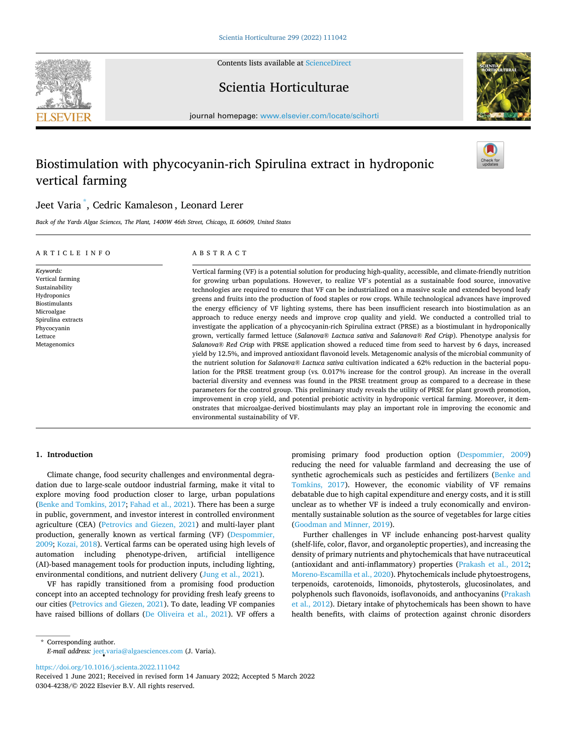# Biostimulation with phycocyanin-rich Spirulina extract in hydroponic vertical farming

Jeet Varia *, Cedric Kamaleson, Leonard Lerer

*Back of the Yards Algae Sciences, The Plant, 1400W 46th Street, Chicago, IL 60609, United States*

## ARTICLE INFO

*Keywords:*
Vertical farming
Sustainability
Hydroponics
Biostimulants
Microalgae
Spirulina extracts
Phycocyanin
Lettuce
Metagenomics

## ABSTRACT

Vertical farming (VF) is a potential solution for producing high-quality, accessible, and climate-friendly nutrition for growing urban populations. However, to realize VF's potential as a sustainable food source, innovative technologies are required to ensure that VF can be industrialized on a massive scale and extended beyond leafy greens and fruits into the production of food staples or row crops. While technological advances have improved the energy efficiency of VF lighting systems, there has been insufficient research into biostimulation as an approach to reduce energy needs and improve crop quality and yield. We conducted a controlled trial to investigate the application of a phycocyanin-rich Spirulina extract (PRSE) as a biostimulant in hydroponically grown, vertically farmed lettuce (*Salanova® Lactuca sativa* and *Salanova® Red Crisp*). Phenotype analysis for *Salanova® Red Crisp* with PRSE application showed a reduced time from seed to harvest by 6 days, increased yield by 12.5%, and improved antioxidant flavonoid levels. Metagenomic analysis of the microbial community of the nutrient solution for *Salanova® Lactuca sativa* cultivation indicated a 62% reduction in the bacterial population for the PRSE treatment group (vs. 0.017% increase for the control group). An increase in the overall bacterial diversity and evenness was found in the PRSE treatment group as compared to a decrease in these parameters for the control group. This preliminary study reveals the utility of PRSE for plant growth promotion, improvement in crop yield, and potential prebiotic activity in hydroponic vertical farming. Moreover, it demonstrates that microalgae-derived biostimulants may play an important role in improving the economic and environmental sustainability of VF.

## 1. Introduction

Climate change, food security challenges and environmental degradation due to large-scale outdoor industrial farming, make it vital to explore moving food production closer to large, urban populations (Benke and Tomkins, 2017; Fahad et al., 2021). There has been a surge in public, government, and investor interest in controlled environment agriculture (CEA) (Petrovics and Giezen, 2021) and multi-layer plant production, generally known as vertical farming (VF) (Despommier, 2009; Kozai, 2018). Vertical farms can be operated using high levels of automation including phenotype-driven, artificial intelligence (AI)-based management tools for production inputs, including lighting, environmental conditions, and nutrient delivery (Jung et al., 2021).

VF has rapidly transitioned from a promising food production concept into an accepted technology for providing fresh leafy greens to our cities (Petrovics and Giezen, 2021). To date, leading VF companies have raised billions of dollars (De Oliveira et al., 2021). VF offers a promising primary food production option (Despommier, 2009) reducing the need for valuable farmland and decreasing the use of synthetic agrochemicals such as pesticides and fertilizers (Benke and Tomkins, 2017). However, the economic viability of VF remains debatable due to high capital expenditure and energy costs, and it is still unclear as to whether VF is indeed a truly economically and environmentally sustainable solution as the source of vegetables for large cities (Goodman and Minner, 2019).

Further challenges in VF include enhancing post-harvest quality (shelf-life, color, flavor, and organoleptic properties), and increasing the density of primary nutrients and phytochemicals that have nutraceutical (antioxidant and anti-inflammatory) properties (Prakash et al., 2012; Moreno-Escamilla et al., 2020). Phytochemicals include phytoestrogens, terpenoids, carotenoids, limonoids, phytosterols, glucosinolates, and polyphenols such flavonoids, isoflavonoids, and anthocyanins (Prakash et al., 2012). Dietary intake of phytochemicals has been shown to have health benefits, with claims of protection against chronic disorders

* Corresponding author.
*E-mail address:* jeet.varia@algaesciences.com (J. Varia).

https://doi.org/10.1016/j.scienta.2022.111042
Received 1 June 2021; Received in revised form 14 January 2022; Accepted 5 March 2022
0304-4238/© 2022 Elsevier B.V. All rights reserved.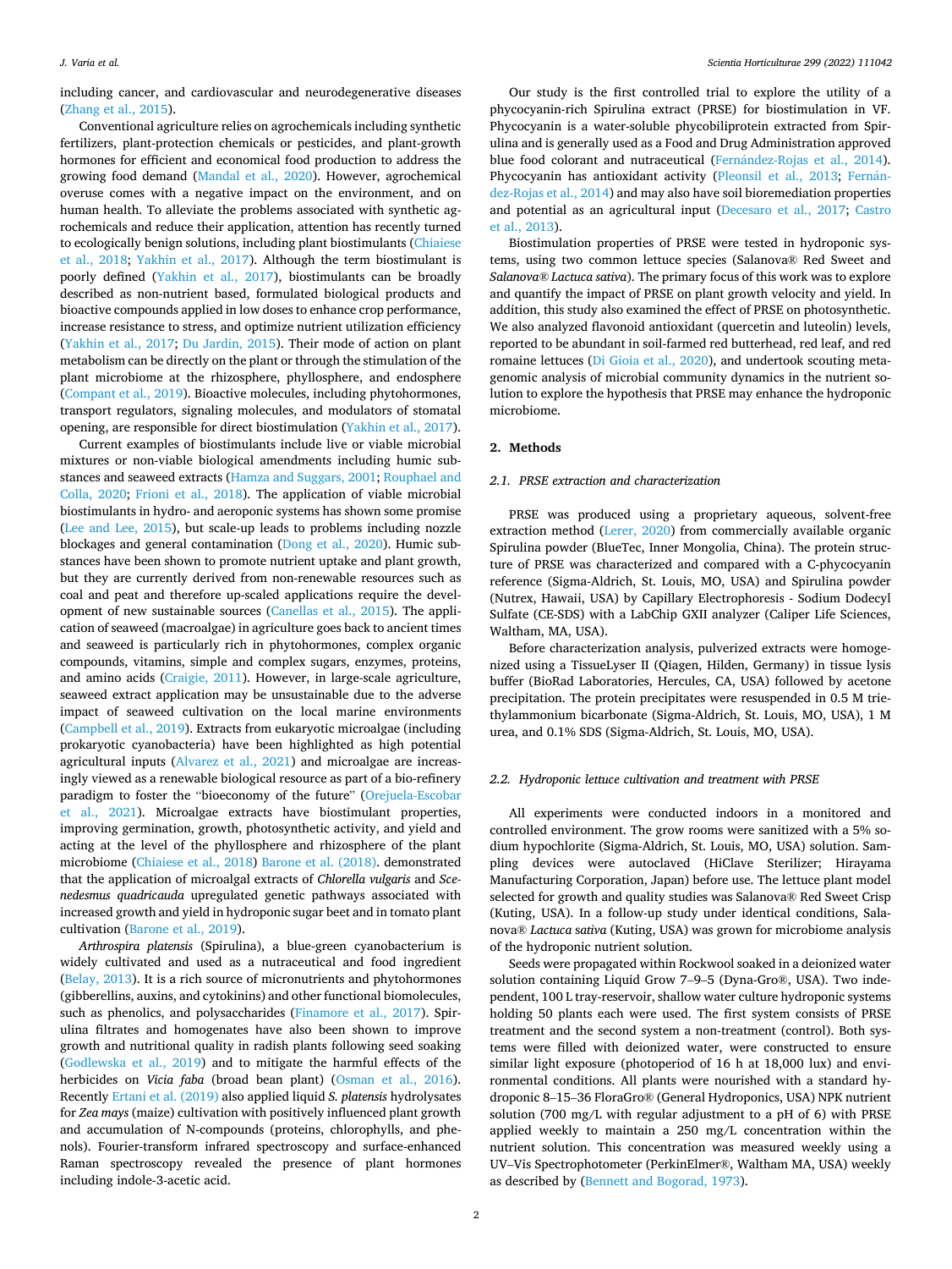including cancer, and cardiovascular and neurodegenerative diseases (Zhang et al., 2015).

Conventional agriculture relies on agrochemicals including synthetic fertilizers, plant-protection chemicals or pesticides, and plant-growth hormones for efficient and economical food production to address the growing food demand (Mandal et al., 2020). However, agrochemical overuse comes with a negative impact on the environment, and on human health. To alleviate the problems associated with synthetic agrochemicals and reduce their application, attention has recently turned to ecologically benign solutions, including plant biostimulants (Chiaiese et al., 2018; Yakhin et al., 2017). Although the term biostimulant is poorly defined (Yakhin et al., 2017), biostimulants can be broadly described as non-nutrient based, formulated biological products and bioactive compounds applied in low doses to enhance crop performance, increase resistance to stress, and optimize nutrient utilization efficiency (Yakhin et al., 2017; Du Jardin, 2015). Their mode of action on plant metabolism can be directly on the plant or through the stimulation of the plant microbiome at the rhizosphere, phyllosphere, and endosphere (Compant et al., 2019). Bioactive molecules, including phytohormones, transport regulators, signaling molecules, and modulators of stomatal opening, are responsible for direct biostimulation (Yakhin et al., 2017).

Current examples of biostimulants include live or viable microbial mixtures or non-viable biological amendments including humic substances and seaweed extracts (Hamza and Suggars, 2001; Rouphael and Colla, 2020; Frioni et al., 2018). The application of viable microbial biostimulants in hydro- and aeroponic systems has shown some promise (Lee and Lee, 2015), but scale-up leads to problems including nozzle blockages and general contamination (Dong et al., 2020). Humic substances have been shown to promote nutrient uptake and plant growth, but they are currently derived from non-renewable resources such as coal and peat and therefore up-scaled applications require the development of new sustainable sources (Canellas et al., 2015). The application of seaweed (macroalgae) in agriculture goes back to ancient times and seaweed is particularly rich in phytohormones, complex organic compounds, vitamins, simple and complex sugars, enzymes, proteins, and amino acids (Craigie, 2011). However, in large-scale agriculture, seaweed extract application may be unsustainable due to the adverse impact of seaweed cultivation on the local marine environments (Campbell et al., 2019). Extracts from eukaryotic microalgae (including prokaryotic cyanobacteria) have been highlighted as high potential agricultural inputs (Alvarez et al., 2021) and microalgae are increasingly viewed as a renewable biological resource as part of a bio-refinery paradigm to foster the "bioeconomy of the future" (Orejuela-Escobar et al., 2021). Microalgae extracts have biostimulant properties, improving germination, growth, photosynthetic activity, and yield and acting at the level of the phyllosphere and rhizosphere of the plant microbiome (Chiaiese et al., 2018) Barone et al. (2018). demonstrated that the application of microalgal extracts of *Chlorella vulgaris* and *Scenedesmus quadricauda* upregulated genetic pathways associated with increased growth and yield in hydroponic sugar beet and in tomato plant cultivation (Barone et al., 2019).

*Arthrospira platensis* (Spirulina), a blue-green cyanobacterium is widely cultivated and used as a nutraceutical and food ingredient (Belay, 2013). It is a rich source of micronutrients and phytohormones (gibberellins, auxins, and cytokinins) and other functional biomolecules, such as phenolics, and polysaccharides (Finamore et al., 2017). Spirulina filtrates and homogenates have also been shown to improve growth and nutritional quality in radish plants following seed soaking (Godlewska et al., 2019) and to mitigate the harmful effects of the herbicides on *Vicia faba* (broad bean plant) (Osman et al., 2016). Recently Ertani et al. (2019) also applied liquid *S. platensis* hydrolysates for *Zea mays* (maize) cultivation with positively influenced plant growth and accumulation of N-compounds (proteins, chlorophylls, and phenols). Fourier-transform infrared spectroscopy and surface-enhanced Raman spectroscopy revealed the presence of plant hormones including indole-3-acetic acid.

Our study is the first controlled trial to explore the utility of a phycocyanin-rich Spirulina extract (PRSE) for biostimulation in VF. Phycocyanin is a water-soluble phycobiliprotein extracted from Spirulina and is generally used as a Food and Drug Administration approved blue food colorant and nutraceutical (Fernández-Rojas et al., 2014). Phycocyanin has antioxidant activity (Pleonsil et al., 2013; Fernández-Rojas et al., 2014) and may also have soil bioremediation properties and potential as an agricultural input (Decesaro et al., 2017; Castro et al., 2013).

Biostimulation properties of PRSE were tested in hydroponic systems, using two common lettuce species (Salanova® Red Sweet and *Salanova® Lactuca sativa*). The primary focus of this work was to explore and quantify the impact of PRSE on plant growth velocity and yield. In addition, this study also examined the effect of PRSE on photosynthetic. We also analyzed flavonoid antioxidant (quercetin and luteolin) levels, reported to be abundant in soil-farmed red butterhead, red leaf, and red romaine lettuces (Di Gioia et al., 2020), and undertook scouting metagenomic analysis of microbial community dynamics in the nutrient solution to explore the hypothesis that PRSE may enhance the hydroponic microbiome.

## 2. Methods

### 2.1. PRSE extraction and characterization

PRSE was produced using a proprietary aqueous, solvent-free extraction method (Lerer, 2020) from commercially available organic Spirulina powder (BlueTec, Inner Mongolia, China). The protein structure of PRSE was characterized and compared with a C-phycocyanin reference (Sigma-Aldrich, St. Louis, MO, USA) and Spirulina powder (Nutrex, Hawaii, USA) by Capillary Electrophoresis - Sodium Dodecyl Sulfate (CE-SDS) with a LabChip GXII analyzer (Caliper Life Sciences, Waltham, MA, USA).

Before characterization analysis, pulverized extracts were homogenized using a TissueLyser II (Qiagen, Hilden, Germany) in tissue lysis buffer (BioRad Laboratories, Hercules, CA, USA) followed by acetone precipitation. The protein precipitates were resuspended in 0.5 M triethylammonium bicarbonate (Sigma-Aldrich, St. Louis, MO, USA), 1 M urea, and 0.1% SDS (Sigma-Aldrich, St. Louis, MO, USA).

### 2.2. Hydroponic lettuce cultivation and treatment with PRSE

All experiments were conducted indoors in a monitored and controlled environment. The grow rooms were sanitized with a 5% sodium hypochlorite (Sigma-Aldrich, St. Louis, MO, USA) solution. Sampling devices were autoclaved (HiClave Sterilizer; Hirayama Manufacturing Corporation, Japan) before use. The lettuce plant model selected for growth and quality studies was Salanova® Red Sweet Crisp (Kuting, USA). In a follow-up study under identical conditions, Salanova® *Lactuca sativa* (Kuting, USA) was grown for microbiome analysis of the hydroponic nutrient solution.

Seeds were propagated within Rockwool soaked in a deionized water solution containing Liquid Grow 7–9–5 (Dyna-Gro®, USA). Two independent, 100 L tray-reservoir, shallow water culture hydroponic systems holding 50 plants each were used. The first system consists of PRSE treatment and the second system a non-treatment (control). Both systems were filled with deionized water, were constructed to ensure similar light exposure (photoperiod of 16 h at 18,000 lux) and environmental conditions. All plants were nourished with a standard hydroponic 8–15–36 FloraGro® (General Hydroponics, USA) NPK nutrient solution (700 mg/L with regular adjustment to a pH of 6) with PRSE applied weekly to maintain a 250 mg/L concentration within the nutrient solution. This concentration was measured weekly using a UV–Vis Spectrophotometer (PerkinElmer®, Waltham MA, USA) weekly as described by (Bennett and Bogorad, 1973).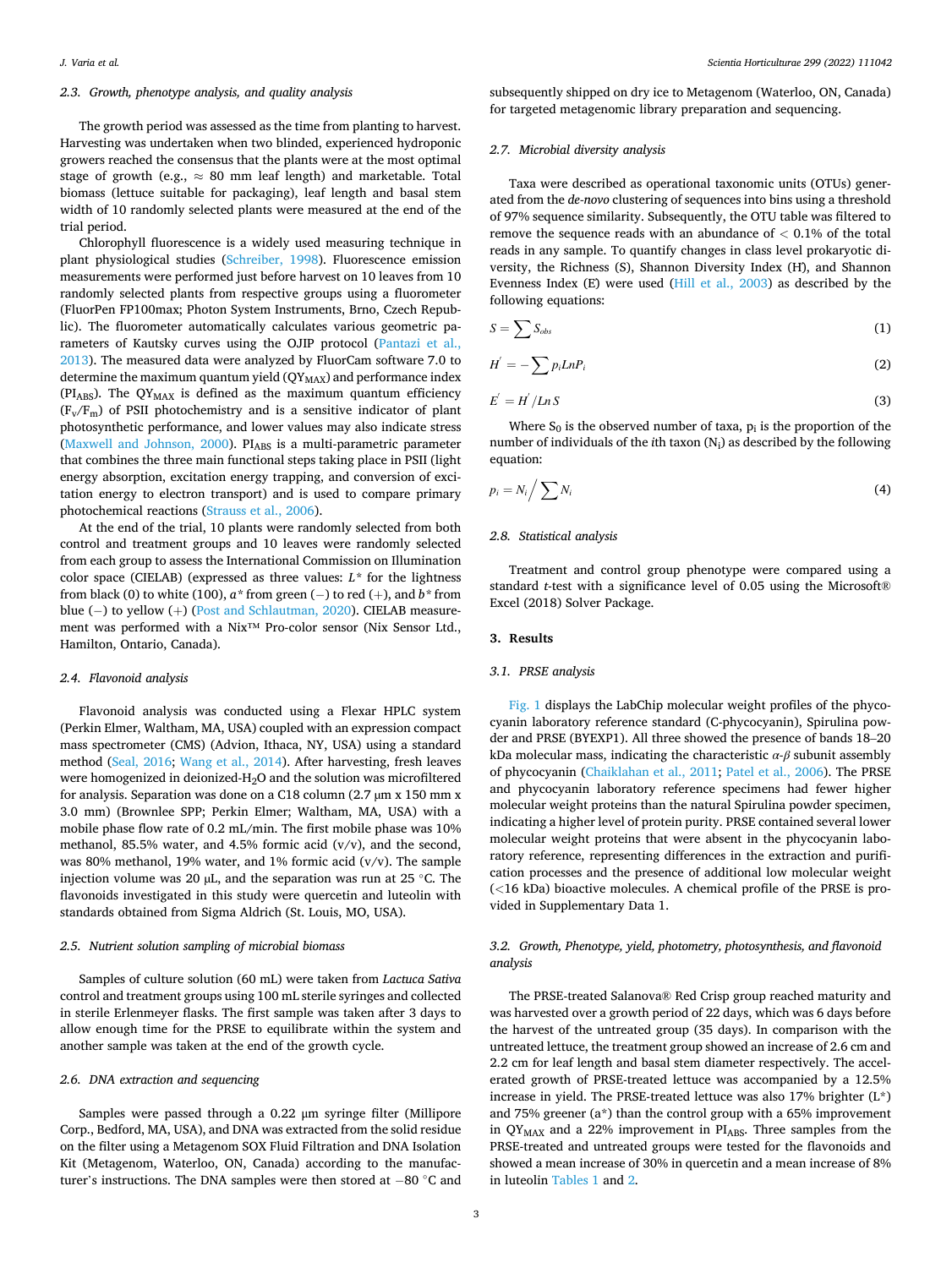### 2.3. Growth, phenotype analysis, and quality analysis

The growth period was assessed as the time from planting to harvest. Harvesting was undertaken when two blinded, experienced hydroponic growers reached the consensus that the plants were at the most optimal stage of growth (e.g., ≈ 80 mm leaf length) and marketable. Total biomass (lettuce suitable for packaging), leaf length and basal stem width of 10 randomly selected plants were measured at the end of the trial period.

Chlorophyll fluorescence is a widely used measuring technique in plant physiological studies (Schreiber, 1998). Fluorescence emission measurements were performed just before harvest on 10 leaves from 10 randomly selected plants from respective groups using a fluorometer (FluorPen FP100max; Photon System Instruments, Brno, Czech Republic). The fluorometer automatically calculates various geometric parameters of Kautsky curves using the OJIP protocol (Pantazi et al., 2013). The measured data were analyzed by FluorCam software 7.0 to determine the maximum quantum yield ($QY_{MAX}$) and performance index ($PI_{ABS}$). The $QY_{MAX}$ is defined as the maximum quantum efficiency ($F_v/F_m$) of PSII photochemistry and is a sensitive indicator of plant photosynthetic performance, and lower values may also indicate stress (Maxwell and Johnson, 2000). $PI_{ABS}$ is a multi-parametric parameter that combines the three main functional steps taking place in PSII (light energy absorption, excitation energy trapping, and conversion of excitation energy to electron transport) and is used to compare primary photochemical reactions (Strauss et al., 2006).

At the end of the trial, 10 plants were randomly selected from both control and treatment groups and 10 leaves were randomly selected from each group to assess the International Commission on Illumination color space (CIELAB) (expressed as three values: $L^*$ for the lightness from black (0) to white (100), $a^*$ from green (−) to red (+), and $b^*$ from blue (−) to yellow (+) (Post and Schlautman, 2020). CIELAB measurement was performed with a Nix™ Pro-color sensor (Nix Sensor Ltd., Hamilton, Ontario, Canada).

### 2.4. Flavonoid analysis

Flavonoid analysis was conducted using a Flexar HPLC system (Perkin Elmer, Waltham, MA, USA) coupled with an expression compact mass spectrometer (CMS) (Advion, Ithaca, NY, USA) using a standard method (Seal, 2016; Wang et al., 2014). After harvesting, fresh leaves were homogenized in deionized-$H_2O$ and the solution was microfiltered for analysis. Separation was done on a C18 column (2.7 μm x 150 mm x 3.0 mm) (Brownlee SPP; Perkin Elmer; Waltham, MA, USA) with a mobile phase flow rate of 0.2 mL/min. The first mobile phase was 10% methanol, 85.5% water, and 4.5% formic acid (v/v), and the second, was 80% methanol, 19% water, and 1% formic acid (v/v). The sample injection volume was 20 μL, and the separation was run at 25 °C. The flavonoids investigated in this study were quercetin and luteolin with standards obtained from Sigma Aldrich (St. Louis, MO, USA).

### 2.5. Nutrient solution sampling of microbial biomass

Samples of culture solution (60 mL) were taken from *Lactuca Sativa* control and treatment groups using 100 mL sterile syringes and collected in sterile Erlenmeyer flasks. The first sample was taken after 3 days to allow enough time for the PRSE to equilibrate within the system and another sample was taken at the end of the growth cycle.

### 2.6. DNA extraction and sequencing

Samples were passed through a 0.22 μm syringe filter (Millipore Corp., Bedford, MA, USA), and DNA was extracted from the solid residue on the filter using a Metagenom SOX Fluid Filtration and DNA Isolation Kit (Metagenom, Waterloo, ON, Canada) according to the manufacturer's instructions. The DNA samples were then stored at −80 °C and subsequently shipped on dry ice to Metagenom (Waterloo, ON, Canada) for targeted metagenomic library preparation and sequencing.

### 2.7. Microbial diversity analysis

Taxa were described as operational taxonomic units (OTUs) generated from the *de-novo* clustering of sequences into bins using a threshold of 97% sequence similarity. Subsequently, the OTU table was filtered to remove the sequence reads with an abundance of < 0.1% of the total reads in any sample. To quantify changes in class level prokaryotic diversity, the Richness (S), Shannon Diversity Index (H), and Shannon Evenness Index (E) were used (Hill et al., 2003) as described by the following equations:

$$S = \sum S_{obs} \tag{1}$$

$$H^{'} = - \sum p_i Ln P_i \tag{2}$$

$$E^{'} = H^{'} / Ln\, S \tag{3}$$

Where $S_0$ is the observed number of taxa, $p_i$ is the proportion of the number of individuals of the *i*th taxon ($N_i$) as described by the following equation:

$$p_i = N_i \Big/ \sum N_i \tag{4}$$

### 2.8. Statistical analysis

Treatment and control group phenotype were compared using a standard *t*-test with a significance level of 0.05 using the Microsoft® Excel (2018) Solver Package.

## 3. Results

### 3.1. PRSE analysis

Fig. 1 displays the LabChip molecular weight profiles of the phycocyanin laboratory reference standard (C-phycocyanin), Spirulina powder and PRSE (BYEXP1). All three showed the presence of bands 18–20 kDa molecular mass, indicating the characteristic $\alpha$-$\beta$ subunit assembly of phycocyanin (Chaiklahan et al., 2011; Patel et al., 2006). The PRSE and phycocyanin laboratory reference specimens had fewer higher molecular weight proteins than the natural Spirulina powder specimen, indicating a higher level of protein purity. PRSE contained several lower molecular weight proteins that were absent in the phycocyanin laboratory reference, representing differences in the extraction and purification processes and the presence of additional low molecular weight (<16 kDa) bioactive molecules. A chemical profile of the PRSE is provided in Supplementary Data 1.

### 3.2. Growth, Phenotype, yield, photometry, photosynthesis, and flavonoid analysis

The PRSE-treated Salanova® Red Crisp group reached maturity and was harvested over a growth period of 22 days, which was 6 days before the harvest of the untreated group (35 days). In comparison with the untreated lettuce, the treatment group showed an increase of 2.6 cm and 2.2 cm for leaf length and basal stem diameter respectively. The accelerated growth of PRSE-treated lettuce was accompanied by a 12.5% increase in yield. The PRSE-treated lettuce was also 17% brighter ($L^*$) and 75% greener ($a^*$) than the control group with a 65% improvement in $QY_{MAX}$ and a 22% improvement in $PI_{ABS}$. Three samples from the PRSE-treated and untreated groups were tested for the flavonoids and showed a mean increase of 30% in quercetin and a mean increase of 8% in luteolin Tables 1 and 2.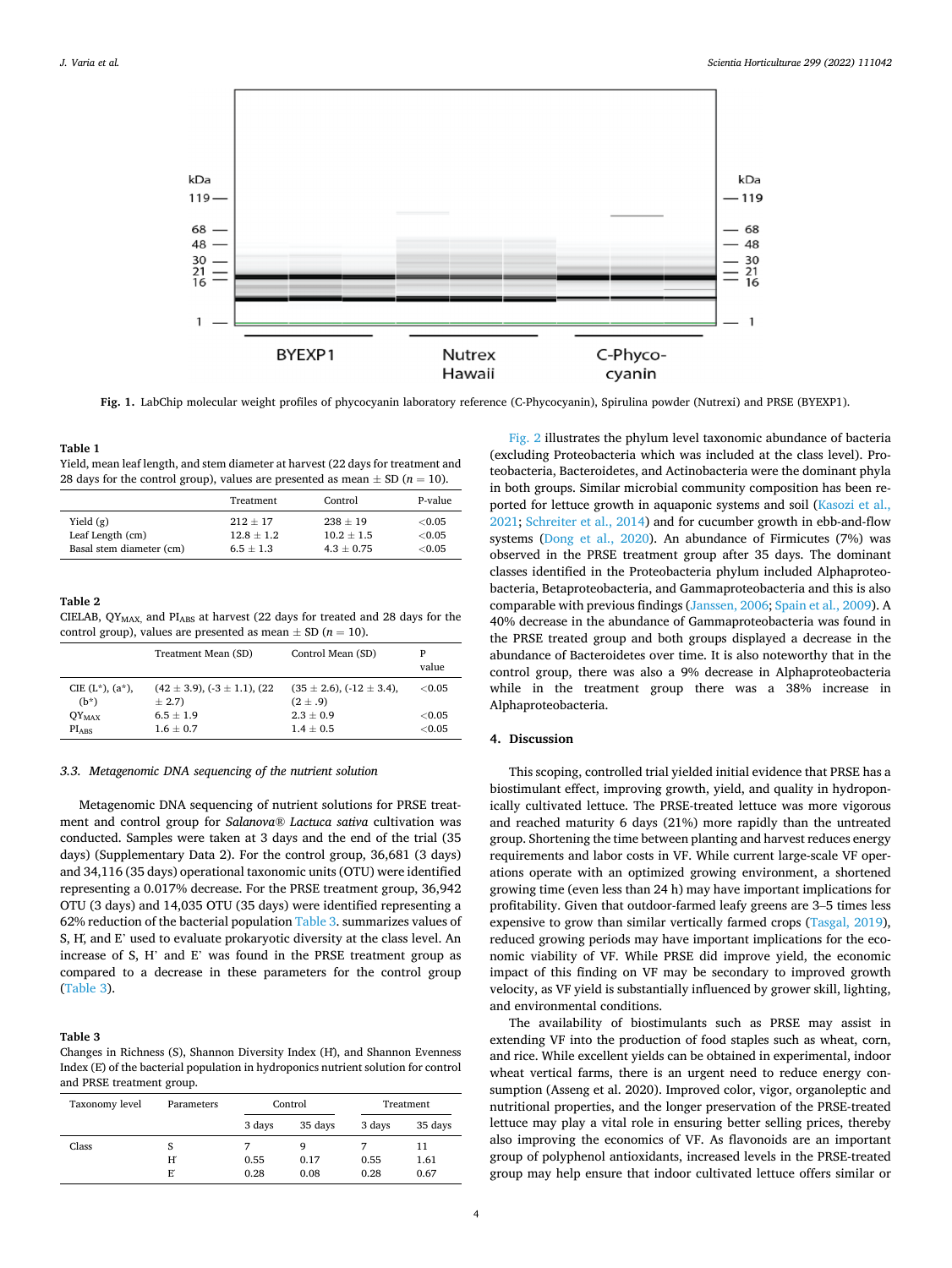**Fig. 1.** LabChip molecular weight profiles of phycocyanin laboratory reference (C-Phycocyanin), Spirulina powder (Nutrexi) and PRSE (BYEXP1).

**Table 1**
Yield, mean leaf length, and stem diameter at harvest (22 days for treatment and 28 days for the control group), values are presented as mean ± SD ($n = 10$).

| | Treatment | Control | P-value |
|---|---|---|---|
| Yield (g) | 212 ± 17 | 238 ± 19 | <0.05 |
| Leaf Length (cm) | 12.8 ± 1.2 | 10.2 ± 1.5 | <0.05 |
| Basal stem diameter (cm) | 6.5 ± 1.3 | 4.3 ± 0.75 | <0.05 |

**Table 2**
CIELAB, $QY_{MAX,}$ and $PI_{ABS}$ at harvest (22 days for treated and 28 days for the control group), values are presented as mean ± SD ($n = 10$).

| | Treatment Mean (SD) | Control Mean (SD) | P value |
|---|---|---|---|
| CIE (L*), (a*), (b*) | (42 ± 3.9), (-3 ± 1.1), (22 ± 2.7) | (35 ± 2.6), (-12 ± 3.4), (2 ± .9) | <0.05 |
| $QY_{MAX}$ | 6.5 ± 1.9 | 2.3 ± 0.9 | <0.05 |
| $PI_{ABS}$ | 1.6 ± 0.7 | 1.4 ± 0.5 | <0.05 |

### 3.3. Metagenomic DNA sequencing of the nutrient solution

Metagenomic DNA sequencing of nutrient solutions for PRSE treatment and control group for *Salanova® Lactuca sativa* cultivation was conducted. Samples were taken at 3 days and the end of the trial (35 days) (Supplementary Data 2). For the control group, 36,681 (3 days) and 34,116 (35 days) operational taxonomic units (OTU) were identified representing a 0.017% decrease. For the PRSE treatment group, 36,942 OTU (3 days) and 14,035 OTU (35 days) were identified representing a 62% reduction of the bacterial population Table 3. summarizes values of S, H, and E' used to evaluate prokaryotic diversity at the class level. An increase of S, H' and E' was found in the PRSE treatment group as compared to a decrease in these parameters for the control group (Table 3).

**Table 3**
Changes in Richness (S), Shannon Diversity Index (H), and Shannon Evenness Index (E) of the bacterial population in hydroponics nutrient solution for control and PRSE treatment group.

| Taxonomy level | Parameters | Control | | Treatment | |
|---|---|---|---|---|---|
| | | 3 days | 35 days | 3 days | 35 days |
| Class | S | 7 | 9 | 7 | 11 |
| | H' | 0.55 | 0.17 | 0.55 | 1.61 |
| | E' | 0.28 | 0.08 | 0.28 | 0.67 |

Fig. 2 illustrates the phylum level taxonomic abundance of bacteria (excluding Proteobacteria which was included at the class level). Proteobacteria, Bacteroidetes, and Actinobacteria were the dominant phyla in both groups. Similar microbial community composition has been reported for lettuce growth in aquaponic systems and soil (Kasozi et al., 2021; Schreiter et al., 2014) and for cucumber growth in ebb-and-flow systems (Dong et al., 2020). An abundance of Firmicutes (7%) was observed in the PRSE treatment group after 35 days. The dominant classes identified in the Proteobacteria phylum included Alphaproteobacteria, Betaproteobacteria, and Gammaproteobacteria and this is also comparable with previous findings (Janssen, 2006; Spain et al., 2009). A 40% decrease in the abundance of Gammaproteobacteria was found in the PRSE treated group and both groups displayed a decrease in the abundance of Bacteroidetes over time. It is also noteworthy that in the control group, there was also a 9% decrease in Alphaproteobacteria while in the treatment group there was a 38% increase in Alphaproteobacteria.

## 4. Discussion

This scoping, controlled trial yielded initial evidence that PRSE has a biostimulant effect, improving growth, yield, and quality in hydroponically cultivated lettuce. The PRSE-treated lettuce was more vigorous and reached maturity 6 days (21%) more rapidly than the untreated group. Shortening the time between planting and harvest reduces energy requirements and labor costs in VF. While current large-scale VF operations operate with an optimized growing environment, a shortened growing time (even less than 24 h) may have important implications for profitability. Given that outdoor-farmed leafy greens are 3–5 times less expensive to grow than similar vertically farmed crops (Tasgal, 2019), reduced growing periods may have important implications for the economic viability of VF. While PRSE did improve yield, the economic impact of this finding on VF may be secondary to improved growth velocity, as VF yield is substantially influenced by grower skill, lighting, and environmental conditions.

The availability of biostimulants such as PRSE may assist in extending VF into the production of food staples such as wheat, corn, and rice. While excellent yields can be obtained in experimental, indoor wheat vertical farms, there is an urgent need to reduce energy consumption (Asseng et al. 2020). Improved color, vigor, organoleptic and nutritional properties, and the longer preservation of the PRSE-treated lettuce may play a vital role in ensuring better selling prices, thereby also improving the economics of VF. As flavonoids are an important group of polyphenol antioxidants, increased levels in the PRSE-treated group may help ensure that indoor cultivated lettuce offers similar or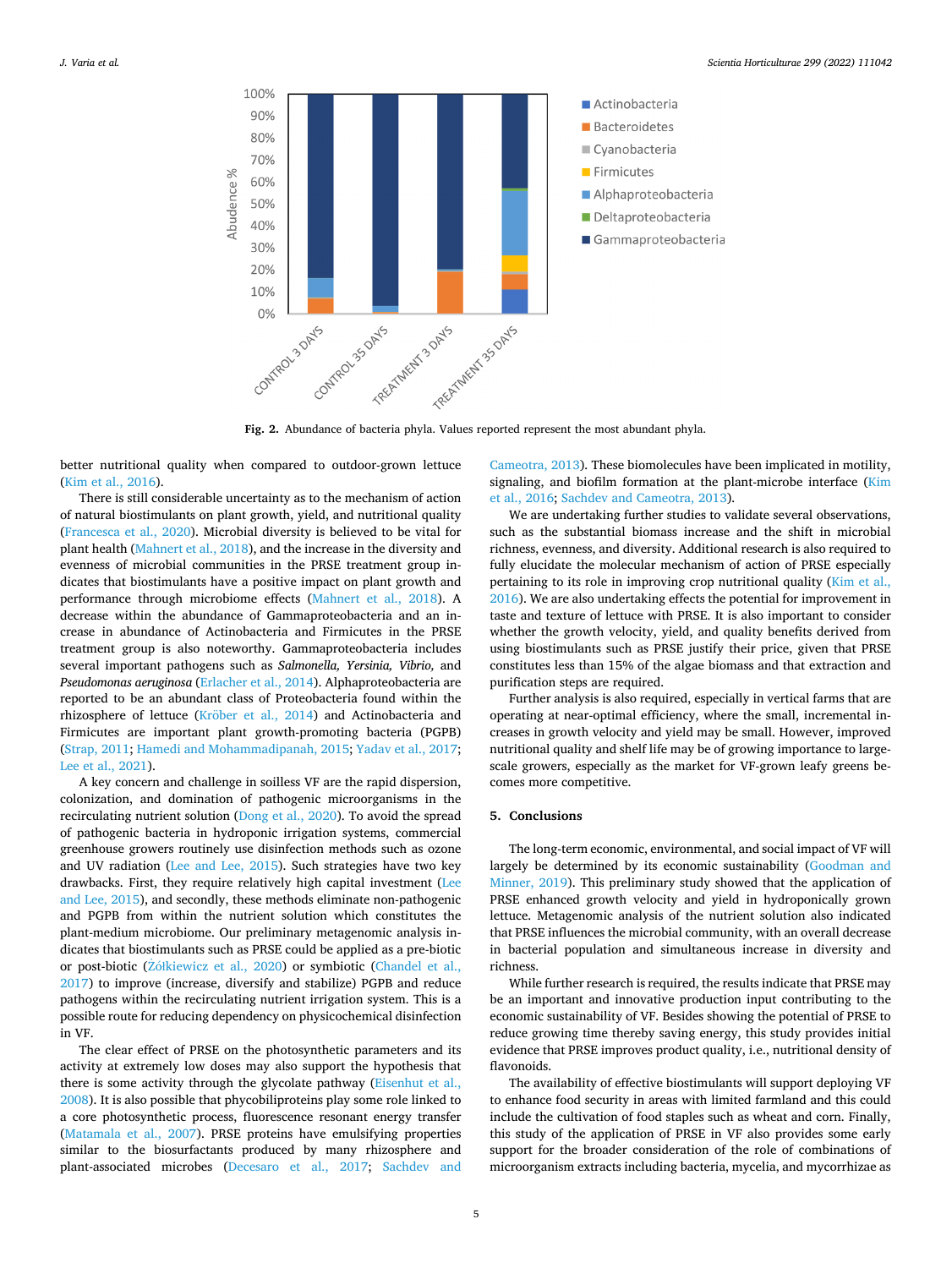Fig. 2. Abundance of bacteria phyla. Values reported represent the most abundant phyla.

better nutritional quality when compared to outdoor-grown lettuce (Kim et al., 2016).

There is still considerable uncertainty as to the mechanism of action of natural biostimulants on plant growth, yield, and nutritional quality (Francesca et al., 2020). Microbial diversity is believed to be vital for plant health (Mahnert et al., 2018), and the increase in the diversity and evenness of microbial communities in the PRSE treatment group indicates that biostimulants have a positive impact on plant growth and performance through microbiome effects (Mahnert et al., 2018). A decrease within the abundance of Gammaproteobacteria and an increase in abundance of Actinobacteria and Firmicutes in the PRSE treatment group is also noteworthy. Gammaproteobacteria includes several important pathogens such as *Salmonella, Yersinia, Vibrio,* and *Pseudomonas aeruginosa* (Erlacher et al., 2014). Alphaproteobacteria are reported to be an abundant class of Proteobacteria found within the rhizosphere of lettuce (Kröber et al., 2014) and Actinobacteria and Firmicutes are important plant growth-promoting bacteria (PGPB) (Strap, 2011; Hamedi and Mohammadipanah, 2015; Yadav et al., 2017; Lee et al., 2021).

A key concern and challenge in soilless VF are the rapid dispersion, colonization, and domination of pathogenic microorganisms in the recirculating nutrient solution (Dong et al., 2020). To avoid the spread of pathogenic bacteria in hydroponic irrigation systems, commercial greenhouse growers routinely use disinfection methods such as ozone and UV radiation (Lee and Lee, 2015). Such strategies have two key drawbacks. First, they require relatively high capital investment (Lee and Lee, 2015), and secondly, these methods eliminate non-pathogenic and PGPB from within the nutrient solution which constitutes the plant-medium microbiome. Our preliminary metagenomic analysis indicates that biostimulants such as PRSE could be applied as a pre-biotic or post-biotic (Żółkiewicz et al., 2020) or symbiotic (Chandel et al., 2017) to improve (increase, diversify and stabilize) PGPB and reduce pathogens within the recirculating nutrient irrigation system. This is a possible route for reducing dependency on physicochemical disinfection in VF.

The clear effect of PRSE on the photosynthetic parameters and its activity at extremely low doses may also support the hypothesis that there is some activity through the glycolate pathway (Eisenhut et al., 2008). It is also possible that phycobiliproteins play some role linked to a core photosynthetic process, fluorescence resonant energy transfer (Matamala et al., 2007). PRSE proteins have emulsifying properties similar to the biosurfactants produced by many rhizosphere and plant-associated microbes (Decesaro et al., 2017; Sachdev and Cameotra, 2013). These biomolecules have been implicated in motility, signaling, and biofilm formation at the plant-microbe interface (Kim et al., 2016; Sachdev and Cameotra, 2013).

We are undertaking further studies to validate several observations, such as the substantial biomass increase and the shift in microbial richness, evenness, and diversity. Additional research is also required to fully elucidate the molecular mechanism of action of PRSE especially pertaining to its role in improving crop nutritional quality (Kim et al., 2016). We are also undertaking effects the potential for improvement in taste and texture of lettuce with PRSE. It is also important to consider whether the growth velocity, yield, and quality benefits derived from using biostimulants such as PRSE justify their price, given that PRSE constitutes less than 15% of the algae biomass and that extraction and purification steps are required.

Further analysis is also required, especially in vertical farms that are operating at near-optimal efficiency, where the small, incremental increases in growth velocity and yield may be small. However, improved nutritional quality and shelf life may be of growing importance to large-scale growers, especially as the market for VF-grown leafy greens becomes more competitive.

## 5. Conclusions

The long-term economic, environmental, and social impact of VF will largely be determined by its economic sustainability (Goodman and Minner, 2019). This preliminary study showed that the application of PRSE enhanced growth velocity and yield in hydroponically grown lettuce. Metagenomic analysis of the nutrient solution also indicated that PRSE influences the microbial community, with an overall decrease in bacterial population and simultaneous increase in diversity and richness.

While further research is required, the results indicate that PRSE may be an important and innovative production input contributing to the economic sustainability of VF. Besides showing the potential of PRSE to reduce growing time thereby saving energy, this study provides initial evidence that PRSE improves product quality, i.e., nutritional density of flavonoids.

The availability of effective biostimulants will support deploying VF to enhance food security in areas with limited farmland and this could include the cultivation of food staples such as wheat and corn. Finally, this study of the application of PRSE in VF also provides some early support for the broader consideration of the role of combinations of microorganism extracts including bacteria, mycelia, and mycorrhizae as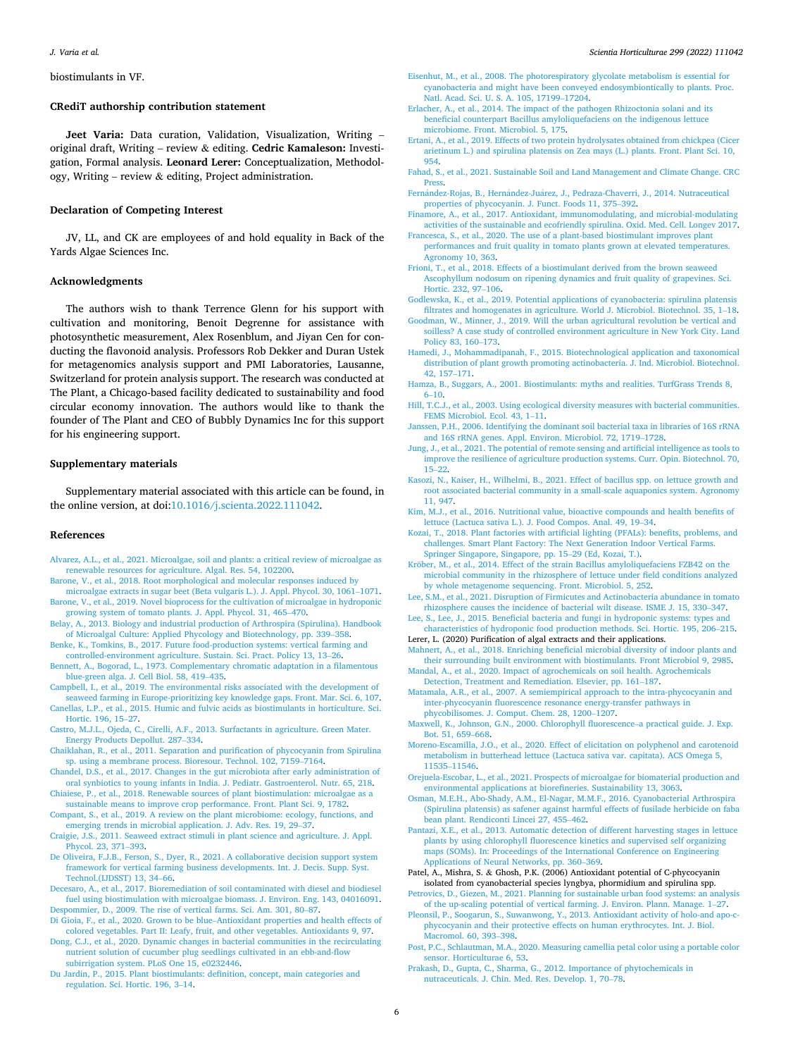biostimulants in VF.

## CRediT authorship contribution statement

**Jeet Varia:** Data curation, Validation, Visualization, Writing – original draft, Writing – review & editing. **Cedric Kamaleson:** Investigation, Formal analysis. **Leonard Lerer:** Conceptualization, Methodology, Writing – review & editing, Project administration.

## Declaration of Competing Interest

JV, LL, and CK are employees of and hold equality in Back of the Yards Algae Sciences Inc.

## Acknowledgments

The authors wish to thank Terrence Glenn for his support with cultivation and monitoring, Benoit Degrenne for assistance with photosynthetic measurement, Alex Rosenblum, and Jiyan Cen for conducting the flavonoid analysis. Professors Rob Dekker and Duran Ustek for metagenomics analysis support and PMI Laboratories, Lausanne, Switzerland for protein analysis support. The research was conducted at The Plant, a Chicago-based facility dedicated to sustainability and food circular economy innovation. The authors would like to thank the founder of The Plant and CEO of Bubbly Dynamics Inc for this support for his engineering support.

## Supplementary materials

Supplementary material associated with this article can be found, in the online version, at doi:10.1016/j.scienta.2022.111042.

## References

Alvarez, A.L., et al., 2021. Microalgae, soil and plants: a critical review of microalgae as renewable resources for agriculture. Algal. Res. 54, 102200.

Barone, V., et al., 2018. Root morphological and molecular responses induced by microalgae extracts in sugar beet (Beta vulgaris L.). J. Appl. Phycol. 30, 1061–1071.

Barone, V., et al., 2019. Novel bioprocess for the cultivation of microalgae in hydroponic growing system of tomato plants. J. Appl. Phycol. 31, 465–470.

Belay, A., 2013. Biology and industrial production of Arthrospira (Spirulina). Handbook of Microalgal Culture: Applied Phycology and Biotechnology, pp. 339–358.

Benke, K., Tomkins, B., 2017. Future food-production systems: vertical farming and controlled-environment agriculture. Sustain. Sci. Pract. Policy 13, 13–26.

Bennett, A., Bogorad, L., 1973. Complementary chromatic adaptation in a filamentous blue-green alga. J. Cell Biol. 58, 419–435.

Campbell, I., et al., 2019. The environmental risks associated with the development of seaweed farming in Europe-prioritizing key knowledge gaps. Front. Mar. Sci. 6, 107.

Canellas, L.P., et al., 2015. Humic and fulvic acids as biostimulants in horticulture. Sci. Hortic. 196, 15–27.

Castro, M.J.L., Ojeda, C., Cirelli, A.F., 2013. Surfactants in agriculture. Green Mater. Energy Products Depollut. 287–334.

Chaiklahan, R., et al., 2011. Separation and purification of phycocyanin from Spirulina sp. using a membrane process. Bioresour. Technol. 102, 7159–7164.

Chandel, D.S., et al., 2017. Changes in the gut microbiota after early administration of oral synbiotics to young infants in India. J. Pediatr. Gastroenterol. Nutr. 65, 218.

Chiaiese, P., et al., 2018. Renewable sources of plant biostimulation: microalgae as a sustainable means to improve crop performance. Front. Plant Sci. 9, 1782.

Compant, S., et al., 2019. A review on the plant microbiome: ecology, functions, and emerging trends in microbial application. J. Adv. Res. 19, 29–37.

Craigie, J.S., 2011. Seaweed extract stimuli in plant science and agriculture. J. Appl. Phycol. 23, 371–393.

De Oliveira, F.J.B., Ferson, S., Dyer, R., 2021. A collaborative decision support system framework for vertical farming business developments. Int. J. Decis. Supp. Syst. Technol.(IJDSST) 13, 34–66.

Decesaro, A., et al., 2017. Bioremediation of soil contaminated with diesel and biodiesel fuel using biostimulation with microalgae biomass. J. Environ. Eng. 143, 04016091.

Despommier, D., 2009. The rise of vertical farms. Sci. Am. 301, 80–87.

Di Gioia, F., et al., 2020. Grown to be blue–Antioxidant properties and health effects of colored vegetables. Part II: Leafy, fruit, and other vegetables. Antioxidants 9, 97.

Dong, C.J., et al., 2020. Dynamic changes in bacterial communities in the recirculating nutrient solution of cucumber plug seedlings cultivated in an ebb-and-flow subirrigation system. PLoS One 15, e0232446.

Du Jardin, P., 2015. Plant biostimulants: definition, concept, main categories and regulation. Sci. Hortic. 196, 3–14.

Eisenhut, M., et al., 2008. The photorespiratory glycolate metabolism is essential for cyanobacteria and might have been conveyed endosymbiontically to plants. Proc. Natl. Acad. Sci. U. S. A. 105, 17199–17204.

Erlacher, A., et al., 2014. The impact of the pathogen Rhizoctonia solani and its beneficial counterpart Bacillus amyloliquefaciens on the indigenous lettuce microbiome. Front. Microbiol. 5, 175.

Ertani, A., et al., 2019. Effects of two protein hydrolysates obtained from chickpea (Cicer arietinum L.) and spirulina platensis on Zea mays (L.) plants. Front. Plant Sci. 10, 954.

Fahad, S., et al., 2021. Sustainable Soil and Land Management and Climate Change. CRC Press.

Fernández-Rojas, B., Hernández-Juárez, J., Pedraza-Chaverri, J., 2014. Nutraceutical properties of phycocyanin. J. Funct. Foods 11, 375–392.

Finamore, A., et al., 2017. Antioxidant, immunomodulating, and microbial-modulating activities of the sustainable and ecofriendly spirulina. Oxid. Med. Cell. Longev 2017.

Francesca, S., et al., 2020. The use of a plant-based biostimulant improves plant performances and fruit quality in tomato plants grown at elevated temperatures. Agronomy 10, 363.

Frioni, T., et al., 2018. Effects of a biostimulant derived from the brown seaweed Ascophyllum nodosum on ripening dynamics and fruit quality of grapevines. Sci. Hortic. 232, 97–106.

Godlewska, K., et al., 2019. Potential applications of cyanobacteria: spirulina platensis filtrates and homogenates in agriculture. World J. Microbiol. Biotechnol. 35, 1–18.

Goodman, W., Minner, J., 2019. Will the urban agricultural revolution be vertical and soilless? A case study of controlled environment agriculture in New York City. Land Policy 83, 160–173.

Hamedi, J., Mohammadipanah, F., 2015. Biotechnological application and taxonomical distribution of plant growth promoting actinobacteria. J. Ind. Microbiol. Biotechnol. 42, 157–171.

Hamza, B., Suggars, A., 2001. Biostimulants: myths and realities. TurfGrass Trends 8, 6–10.

Hill, T.C.J., et al., 2003. Using ecological diversity measures with bacterial communities. FEMS Microbiol. Ecol. 43, 1–11.

Janssen, P.H., 2006. Identifying the dominant soil bacterial taxa in libraries of 16S rRNA and 16S rRNA genes. Appl. Environ. Microbiol. 72, 1719–1728.

Jung, J., et al., 2021. The potential of remote sensing and artificial intelligence as tools to improve the resilience of agriculture production systems. Curr. Opin. Biotechnol. 70, 15–22.

Kasozi, N., Kaiser, H., Wilhelmi, B., 2021. Effect of bacillus spp. on lettuce growth and root associated bacterial community in a small-scale aquaponics system. Agronomy 11, 947.

Kim, M.J., et al., 2016. Nutritional value, bioactive compounds and health benefits of lettuce (Lactuca sativa L.). J. Food Compos. Anal. 49, 19–34.

Kozai, T., 2018. Plant factories with artificial lighting (PFALs): benefits, problems, and challenges. Smart Plant Factory: The Next Generation Indoor Vertical Farms. Springer Singapore, Singapore, pp. 15–29 (Ed, Kozai, T.).

Kröber, M., et al., 2014. Effect of the strain Bacillus amyloliquefaciens FZB42 on the microbial community in the rhizosphere of lettuce under field conditions analyzed by whole metagenome sequencing. Front. Microbiol. 5, 252.

Lee, S.M., et al., 2021. Disruption of Firmicutes and Actinobacteria abundance in tomato rhizosphere causes the incidence of bacterial wilt disease. ISME J. 15, 330–347.

Lee, S., Lee, J., 2015. Beneficial bacteria and fungi in hydroponic systems: types and characteristics of hydroponic food production methods. Sci. Hortic. 195, 206–215.

Lerer, L. (2020) Purification of algal extracts and their applications.

Mahnert, A., et al., 2018. Enriching beneficial microbial diversity of indoor plants and their surrounding built environment with biostimulants. Front Microbiol 9, 2985.

Mandal, A., et al., 2020. Impact of agrochemicals on soil health. Agrochemicals Detection, Treatment and Remediation. Elsevier, pp. 161–187.

Matamala, A.R., et al., 2007. A semiempirical approach to the intra-phycocyanin and inter-phycocyanin fluorescence resonance energy-transfer pathways in phycobilisomes. J. Comput. Chem. 28, 1200–1207.

Maxwell, K., Johnson, G.N., 2000. Chlorophyll fluorescence–a practical guide. J. Exp. Bot. 51, 659–668.

Moreno-Escamilla, J.O., et al., 2020. Effect of elicitation on polyphenol and carotenoid metabolism in butterhead lettuce (Lactuca sativa var. capitata). ACS Omega 5, 11535–11546.

Orejuela-Escobar, L., et al., 2021. Prospects of microalgae for biomaterial production and environmental applications at biorefineries. Sustainability 13, 3063.

Osman, M.E.H., Abo-Shady, A.M., El-Nagar, M.M.F., 2016. Cyanobacterial Arthrospira (Spirulina platensis) as safener against harmful effects of fusilade herbicide on faba bean plant. Rendiconti Lincei 27, 455–462.

Pantazi, X.E., et al., 2013. Automatic detection of different harvesting stages in lettuce plants by using chlorophyll fluorescence kinetics and supervised self organizing maps (SOMs). In: Proceedings of the International Conference on Engineering Applications of Neural Networks, pp. 360–369.

Patel, A., Mishra, S. & Ghosh, P.K. (2006) Antioxidant potential of C-phycocyanin isolated from cyanobacterial species lyngbya, phormidium and spirulina spp.

Petrovics, D., Giezen, M., 2021. Planning for sustainable urban food systems: an analysis of the up-scaling potential of vertical farming. J. Environ. Plann. Manage. 1–27.

Pleonsil, P., Soogarun, S., Suwanwong, Y., 2013. Antioxidant activity of holo-and apo-c-phycocyanin and their protective effects on human erythrocytes. Int. J. Biol. Macromol. 60, 393–398.

Post, P.C., Schlautman, M.A., 2020. Measuring camellia petal color using a portable color sensor. Horticulturae 6, 53.

Prakash, D., Gupta, C., Sharma, G., 2012. Importance of phytochemicals in nutraceuticals. J. Chin. Med. Res. Develop. 1, 70–78.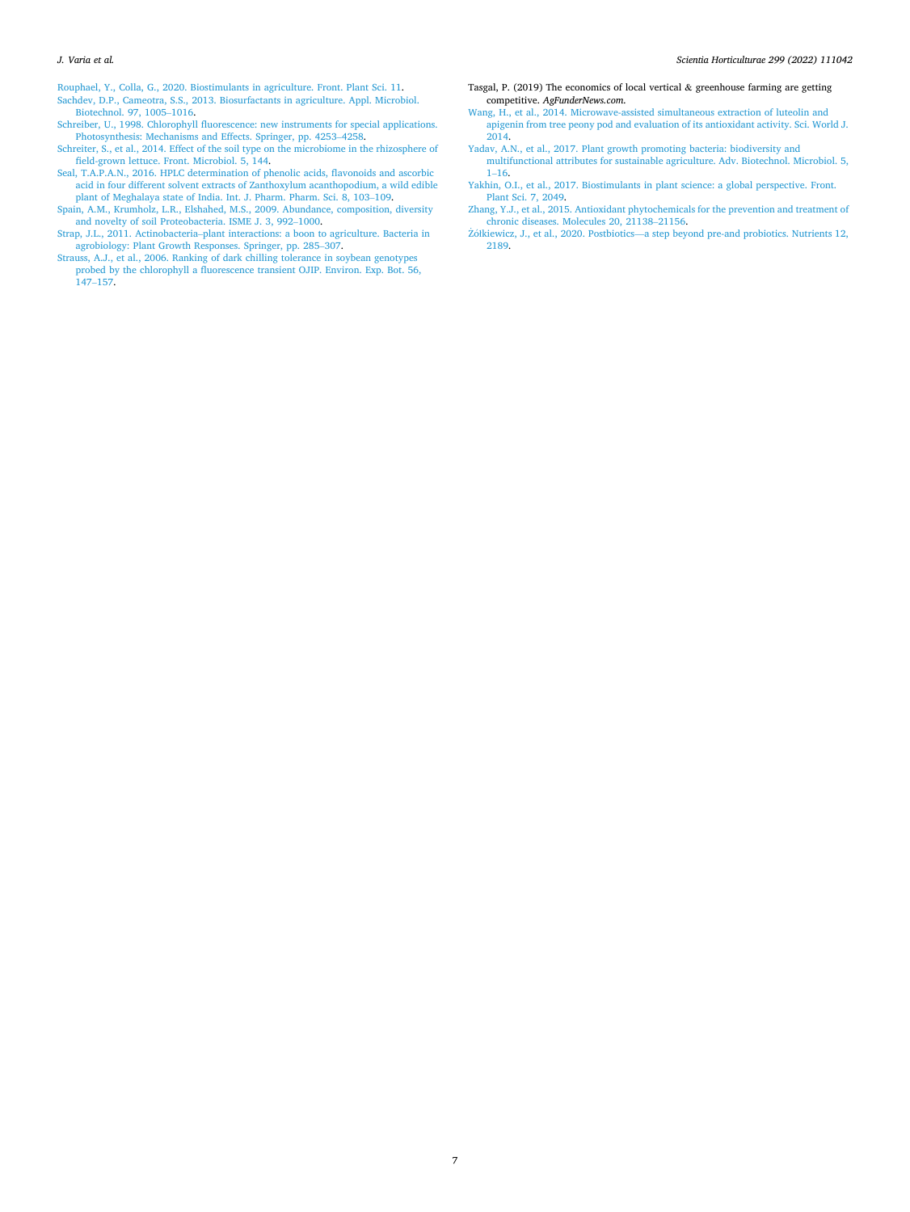Rouphael, Y., Colla, G., 2020. Biostimulants in agriculture. Front. Plant Sci. 11.

Sachdev, D.P., Cameotra, S.S., 2013. Biosurfactants in agriculture. Appl. Microbiol. Biotechnol. 97, 1005–1016.

Schreiber, U., 1998. Chlorophyll fluorescence: new instruments for special applications. Photosynthesis: Mechanisms and Effects. Springer, pp. 4253–4258.

Schreiter, S., et al., 2014. Effect of the soil type on the microbiome in the rhizosphere of field-grown lettuce. Front. Microbiol. 5, 144.

Seal, T.A.P.A.N., 2016. HPLC determination of phenolic acids, flavonoids and ascorbic acid in four different solvent extracts of Zanthoxylum acanthopodium, a wild edible plant of Meghalaya state of India. Int. J. Pharm. Pharm. Sci. 8, 103–109.

Spain, A.M., Krumholz, L.R., Elshahed, M.S., 2009. Abundance, composition, diversity and novelty of soil Proteobacteria. ISME J. 3, 992–1000.

Strap, J.L., 2011. Actinobacteria–plant interactions: a boon to agriculture. Bacteria in agrobiology: Plant Growth Responses. Springer, pp. 285–307.

Strauss, A.J., et al., 2006. Ranking of dark chilling tolerance in soybean genotypes probed by the chlorophyll a fluorescence transient OJIP. Environ. Exp. Bot. 56, 147–157.

Tasgal, P. (2019) The economics of local vertical & greenhouse farming are getting competitive. *AgFunderNews.com*.

Wang, H., et al., 2014. Microwave-assisted simultaneous extraction of luteolin and apigenin from tree peony pod and evaluation of its antioxidant activity. Sci. World J. 2014.

Yadav, A.N., et al., 2017. Plant growth promoting bacteria: biodiversity and multifunctional attributes for sustainable agriculture. Adv. Biotechnol. Microbiol. 5, 1–16.

Yakhin, O.I., et al., 2017. Biostimulants in plant science: a global perspective. Front. Plant Sci. 7, 2049.

Zhang, Y.J., et al., 2015. Antioxidant phytochemicals for the prevention and treatment of chronic diseases. Molecules 20, 21138–21156.

Żółkiewicz, J., et al., 2020. Postbiotics—a step beyond pre-and probiotics. Nutrients 12, 2189.